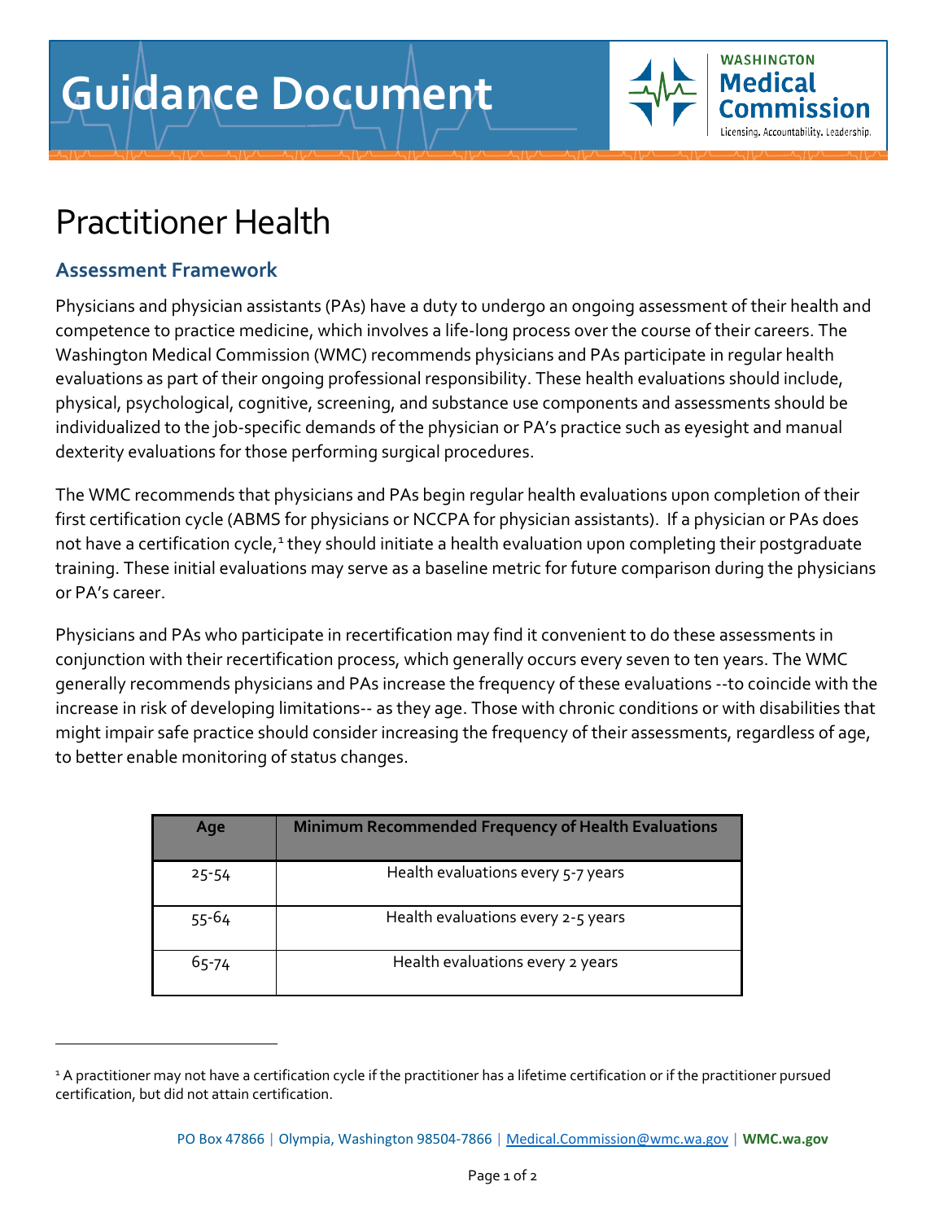# Guidance Document

WASHINGTON Medical Commission
Licensing. Accountability. Leadership.

# Practitioner Health

## Assessment Framework

Physicians and physician assistants (PAs) have a duty to undergo an ongoing assessment of their health and competence to practice medicine, which involves a life-long process over the course of their careers. The Washington Medical Commission (WMC) recommends physicians and PAs participate in regular health evaluations as part of their ongoing professional responsibility. These health evaluations should include, physical, psychological, cognitive, screening, and substance use components and assessments should be individualized to the job-specific demands of the physician or PA's practice such as eyesight and manual dexterity evaluations for those performing surgical procedures.

The WMC recommends that physicians and PAs begin regular health evaluations upon completion of their first certification cycle (ABMS for physicians or NCCPA for physician assistants). If a physician or PAs does not have a certification cycle,[1] they should initiate a health evaluation upon completing their postgraduate training. These initial evaluations may serve as a baseline metric for future comparison during the physicians or PA's career.

Physicians and PAs who participate in recertification may find it convenient to do these assessments in conjunction with their recertification process, which generally occurs every seven to ten years. The WMC generally recommends physicians and PAs increase the frequency of these evaluations --to coincide with the increase in risk of developing limitations-- as they age. Those with chronic conditions or with disabilities that might impair safe practice should consider increasing the frequency of their assessments, regardless of age, to better enable monitoring of status changes.

| Age | Minimum Recommended Frequency of Health Evaluations |
|---|---|
| 25-54 | Health evaluations every 5-7 years |
| 55-64 | Health evaluations every 2-5 years |
| 65-74 | Health evaluations every 2 years |

[1] A practitioner may not have a certification cycle if the practitioner has a lifetime certification or if the practitioner pursued certification, but did not attain certification.

PO Box 47866 | Olympia, Washington 98504-7866 | Medical.Commission@wmc.wa.gov | WMC.wa.gov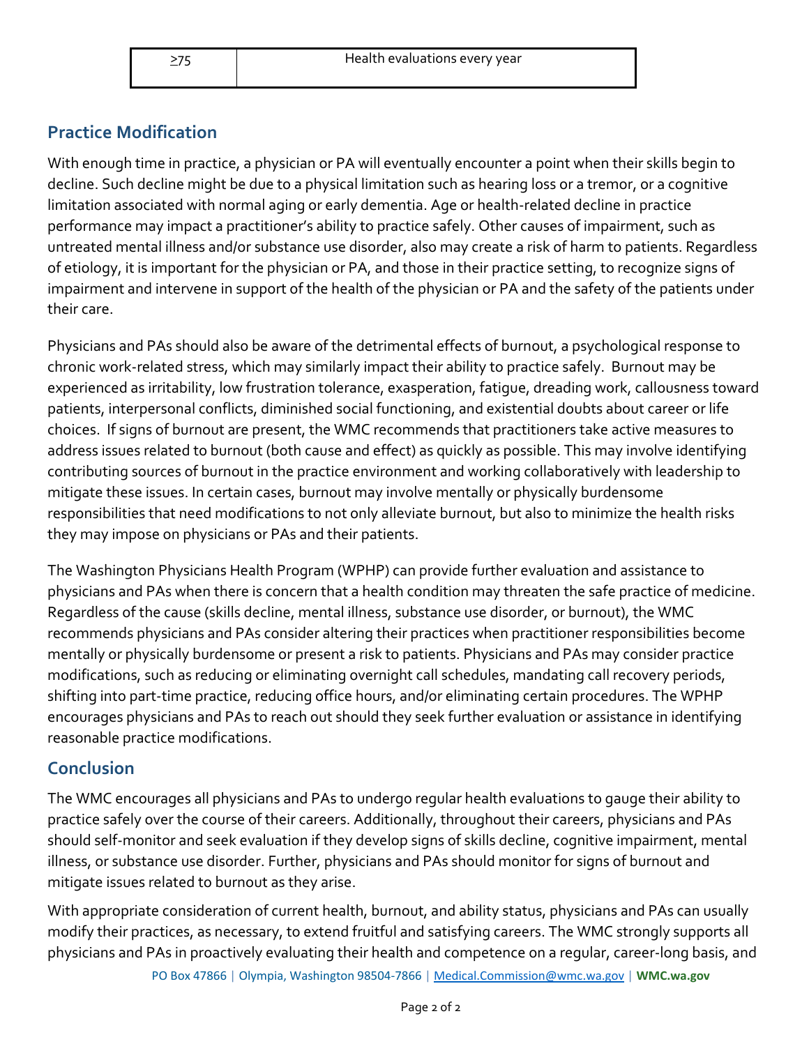| ≥75 | Health evaluations every year |
|---|---|

## Practice Modification

With enough time in practice, a physician or PA will eventually encounter a point when their skills begin to decline. Such decline might be due to a physical limitation such as hearing loss or a tremor, or a cognitive limitation associated with normal aging or early dementia. Age or health-related decline in practice performance may impact a practitioner's ability to practice safely. Other causes of impairment, such as untreated mental illness and/or substance use disorder, also may create a risk of harm to patients. Regardless of etiology, it is important for the physician or PA, and those in their practice setting, to recognize signs of impairment and intervene in support of the health of the physician or PA and the safety of the patients under their care.

Physicians and PAs should also be aware of the detrimental effects of burnout, a psychological response to chronic work-related stress, which may similarly impact their ability to practice safely. Burnout may be experienced as irritability, low frustration tolerance, exasperation, fatigue, dreading work, callousness toward patients, interpersonal conflicts, diminished social functioning, and existential doubts about career or life choices. If signs of burnout are present, the WMC recommends that practitioners take active measures to address issues related to burnout (both cause and effect) as quickly as possible. This may involve identifying contributing sources of burnout in the practice environment and working collaboratively with leadership to mitigate these issues. In certain cases, burnout may involve mentally or physically burdensome responsibilities that need modifications to not only alleviate burnout, but also to minimize the health risks they may impose on physicians or PAs and their patients.

The Washington Physicians Health Program (WPHP) can provide further evaluation and assistance to physicians and PAs when there is concern that a health condition may threaten the safe practice of medicine. Regardless of the cause (skills decline, mental illness, substance use disorder, or burnout), the WMC recommends physicians and PAs consider altering their practices when practitioner responsibilities become mentally or physically burdensome or present a risk to patients. Physicians and PAs may consider practice modifications, such as reducing or eliminating overnight call schedules, mandating call recovery periods, shifting into part-time practice, reducing office hours, and/or eliminating certain procedures. The WPHP encourages physicians and PAs to reach out should they seek further evaluation or assistance in identifying reasonable practice modifications.

## Conclusion

The WMC encourages all physicians and PAs to undergo regular health evaluations to gauge their ability to practice safely over the course of their careers. Additionally, throughout their careers, physicians and PAs should self-monitor and seek evaluation if they develop signs of skills decline, cognitive impairment, mental illness, or substance use disorder. Further, physicians and PAs should monitor for signs of burnout and mitigate issues related to burnout as they arise.

With appropriate consideration of current health, burnout, and ability status, physicians and PAs can usually modify their practices, as necessary, to extend fruitful and satisfying careers. The WMC strongly supports all physicians and PAs in proactively evaluating their health and competence on a regular, career-long basis, and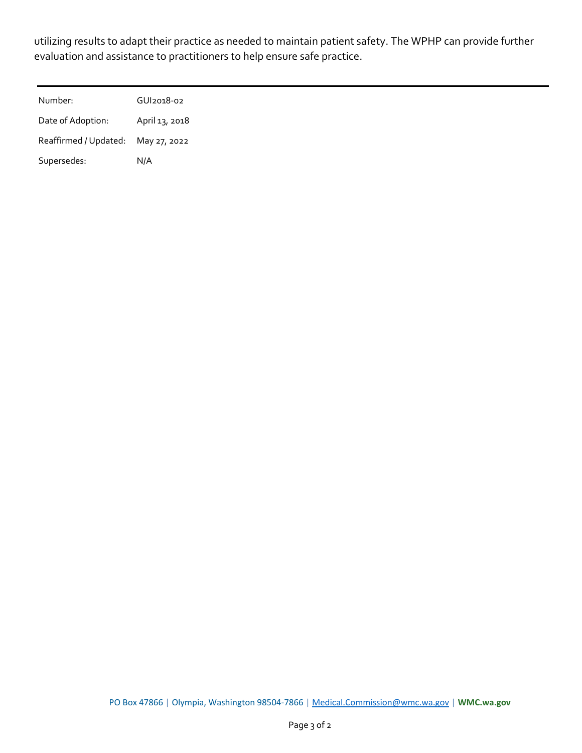utilizing results to adapt their practice as needed to maintain patient safety. The WPHP can provide further evaluation and assistance to practitioners to help ensure safe practice.

---

| | |
|---|---|
| Number: | GUI2018-02 |
| Date of Adoption: | April 13, 2018 |
| Reaffirmed / Updated: | May 27, 2022 |
| Supersedes: | N/A |